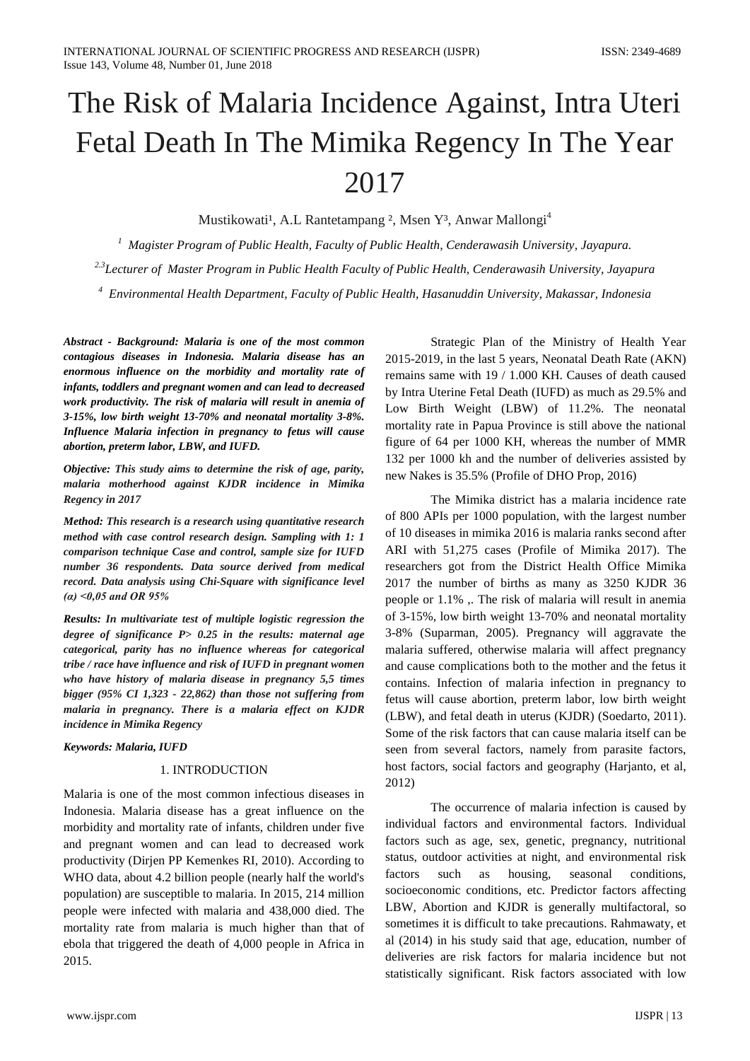# The Risk of Malaria Incidence Against, Intra Uteri Fetal Death In The Mimika Regency In The Year 2017

Mustikowati[1], A.L Rantetampang [2], Msen Y[3], Anwar Mallongi[4]

[1] *Magister Program of Public Health, Faculty of Public Health, Cenderawasih University, Jayapura.*

[2,3] *Lecturer of Master Program in Public Health Faculty of Public Health, Cenderawasih University, Jayapura*

[4] *Environmental Health Department, Faculty of Public Health, Hasanuddin University, Makassar, Indonesia*

***Abstract - Background: Malaria is one of the most common contagious diseases in Indonesia. Malaria disease has an enormous influence on the morbidity and mortality rate of infants, toddlers and pregnant women and can lead to decreased work productivity. The risk of malaria will result in anemia of 3-15%, low birth weight 13-70% and neonatal mortality 3-8%. Influence Malaria infection in pregnancy to fetus will cause abortion, preterm labor, LBW, and IUFD.***

***Objective: This study aims to determine the risk of age, parity, malaria motherhood against KJDR incidence in Mimika Regency in 2017***

***Method: This research is a research using quantitative research method with case control research design. Sampling with 1: 1 comparison technique Case and control, sample size for IUFD number 36 respondents. Data source derived from medical record. Data analysis using Chi-Square with significance level (α) <0,05 and OR 95%***

***Results: In multivariate test of multiple logistic regression the degree of significance P> 0.25 in the results: maternal age categorical, parity has no influence whereas for categorical tribe / race have influence and risk of IUFD in pregnant women who have history of malaria disease in pregnancy 5,5 times bigger (95% CI 1,323 - 22,862) than those not suffering from malaria in pregnancy. There is a malaria effect on KJDR incidence in Mimika Regency***

***Keywords: Malaria, IUFD***

## 1. INTRODUCTION

Malaria is one of the most common infectious diseases in Indonesia. Malaria disease has a great influence on the morbidity and mortality rate of infants, children under five and pregnant women and can lead to decreased work productivity (Dirjen PP Kemenkes RI, 2010). According to WHO data, about 4.2 billion people (nearly half the world's population) are susceptible to malaria. In 2015, 214 million people were infected with malaria and 438,000 died. The mortality rate from malaria is much higher than that of ebola that triggered the death of 4,000 people in Africa in 2015.

Strategic Plan of the Ministry of Health Year 2015-2019, in the last 5 years, Neonatal Death Rate (AKN) remains same with 19 / 1.000 KH. Causes of death caused by Intra Uterine Fetal Death (IUFD) as much as 29.5% and Low Birth Weight (LBW) of 11.2%. The neonatal mortality rate in Papua Province is still above the national figure of 64 per 1000 KH, whereas the number of MMR 132 per 1000 kh and the number of deliveries assisted by new Nakes is 35.5% (Profile of DHO Prop, 2016)

The Mimika district has a malaria incidence rate of 800 APIs per 1000 population, with the largest number of 10 diseases in mimika 2016 is malaria ranks second after ARI with 51,275 cases (Profile of Mimika 2017). The researchers got from the District Health Office Mimika 2017 the number of births as many as 3250 KJDR 36 people or 1.1% ,. The risk of malaria will result in anemia of 3-15%, low birth weight 13-70% and neonatal mortality 3-8% (Suparman, 2005). Pregnancy will aggravate the malaria suffered, otherwise malaria will affect pregnancy and cause complications both to the mother and the fetus it contains. Infection of malaria infection in pregnancy to fetus will cause abortion, preterm labor, low birth weight (LBW), and fetal death in uterus (KJDR) (Soedarto, 2011). Some of the risk factors that can cause malaria itself can be seen from several factors, namely from parasite factors, host factors, social factors and geography (Harjanto, et al, 2012)

The occurrence of malaria infection is caused by individual factors and environmental factors. Individual factors such as age, sex, genetic, pregnancy, nutritional status, outdoor activities at night, and environmental risk factors such as housing, seasonal conditions, socioeconomic conditions, etc. Predictor factors affecting LBW, Abortion and KJDR is generally multifactoral, so sometimes it is difficult to take precautions. Rahmawaty, et al (2014) in his study said that age, education, number of deliveries are risk factors for malaria incidence but not statistically significant. Risk factors associated with low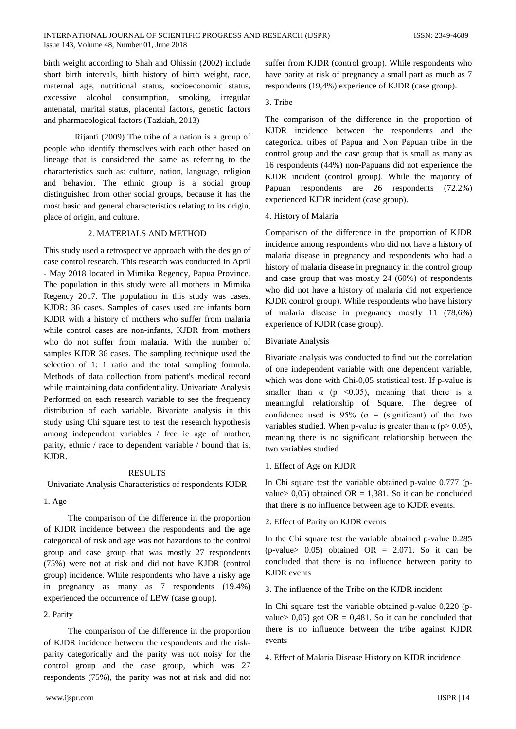birth weight according to Shah and Ohissin (2002) include short birth intervals, birth history of birth weight, race, maternal age, nutritional status, socioeconomic status, excessive alcohol consumption, smoking, irregular antenatal, marital status, placental factors, genetic factors and pharmacological factors (Tazkiah, 2013)

Rijanti (2009) The tribe of a nation is a group of people who identify themselves with each other based on lineage that is considered the same as referring to the characteristics such as: culture, nation, language, religion and behavior. The ethnic group is a social group distinguished from other social groups, because it has the most basic and general characteristics relating to its origin, place of origin, and culture.

## 2. MATERIALS AND METHOD

This study used a retrospective approach with the design of case control research. This research was conducted in April - May 2018 located in Mimika Regency, Papua Province. The population in this study were all mothers in Mimika Regency 2017. The population in this study was cases, KJDR: 36 cases. Samples of cases used are infants born KJDR with a history of mothers who suffer from malaria while control cases are non-infants, KJDR from mothers who do not suffer from malaria. With the number of samples KJDR 36 cases. The sampling technique used the selection of 1: 1 ratio and the total sampling formula. Methods of data collection from patient's medical record while maintaining data confidentiality. Univariate Analysis Performed on each research variable to see the frequency distribution of each variable. Bivariate analysis in this study using Chi square test to test the research hypothesis among independent variables / free ie age of mother, parity, ethnic / race to dependent variable / bound that is, KJDR.

## RESULTS

Univariate Analysis Characteristics of respondents KJDR

1. Age

The comparison of the difference in the proportion of KJDR incidence between the respondents and the age categorical of risk and age was not hazardous to the control group and case group that was mostly 27 respondents (75%) were not at risk and did not have KJDR (control group) incidence. While respondents who have a risky age in pregnancy as many as 7 respondents (19.4%) experienced the occurrence of LBW (case group).

2. Parity

The comparison of the difference in the proportion of KJDR incidence between the respondents and the risk-parity categorically and the parity was not noisy for the control group and the case group, which was 27 respondents (75%), the parity was not at risk and did not suffer from KJDR (control group). While respondents who have parity at risk of pregnancy a small part as much as 7 respondents (19,4%) experience of KJDR (case group).

3. Tribe

The comparison of the difference in the proportion of KJDR incidence between the respondents and the categorical tribes of Papua and Non Papuan tribe in the control group and the case group that is small as many as 16 respondents (44%) non-Papuans did not experience the KJDR incident (control group). While the majority of Papuan respondents are 26 respondents (72.2%) experienced KJDR incident (case group).

4. History of Malaria

Comparison of the difference in the proportion of KJDR incidence among respondents who did not have a history of malaria disease in pregnancy and respondents who had a history of malaria disease in pregnancy in the control group and case group that was mostly 24 (60%) of respondents who did not have a history of malaria did not experience KJDR control group). While respondents who have history of malaria disease in pregnancy mostly 11 (78,6%) experience of KJDR (case group).

Bivariate Analysis

Bivariate analysis was conducted to find out the correlation of one independent variable with one dependent variable, which was done with Chi-0,05 statistical test. If p-value is smaller than α (p <0.05), meaning that there is a meaningful relationship of Square. The degree of confidence used is 95% (α = (significant) of the two variables studied. When p-value is greater than α (p> 0.05), meaning there is no significant relationship between the two variables studied

1. Effect of Age on KJDR

In Chi square test the variable obtained p-value 0.777 (p-value> 0,05) obtained OR = 1,381. So it can be concluded that there is no influence between age to KJDR events.

2. Effect of Parity on KJDR events

In the Chi square test the variable obtained p-value 0.285 (p-value> 0.05) obtained OR = 2.071. So it can be concluded that there is no influence between parity to KJDR events

3. The influence of the Tribe on the KJDR incident

In Chi square test the variable obtained p-value 0,220 (p-value> 0,05) got OR = 0,481. So it can be concluded that there is no influence between the tribe against KJDR events

4. Effect of Malaria Disease History on KJDR incidence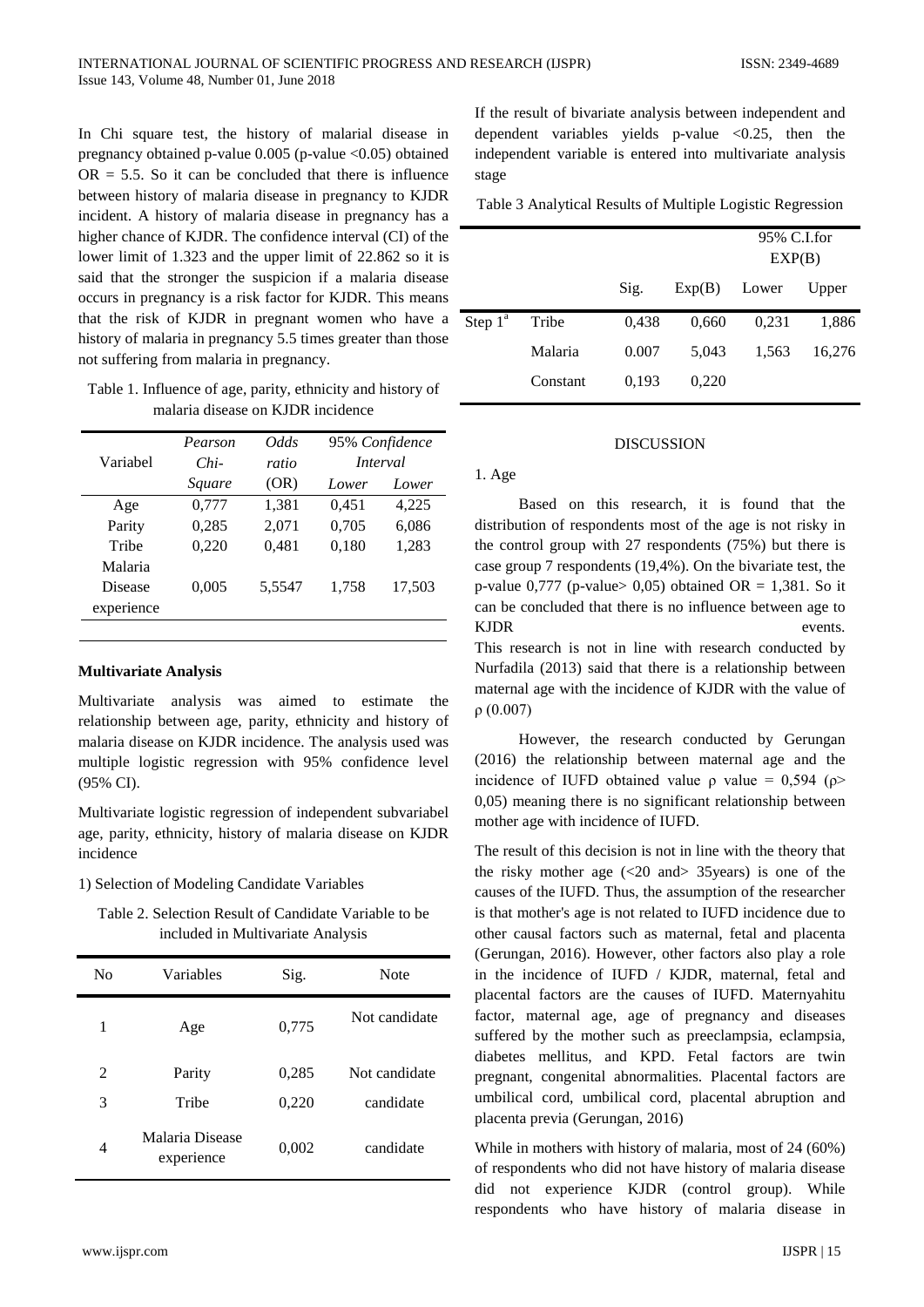In Chi square test, the history of malarial disease in pregnancy obtained p-value 0.005 (p-value <0.05) obtained OR = 5.5. So it can be concluded that there is influence between history of malaria disease in pregnancy to KJDR incident. A history of malaria disease in pregnancy has a higher chance of KJDR. The confidence interval (CI) of the lower limit of 1.323 and the upper limit of 22.862 so it is said that the stronger the suspicion if a malaria disease occurs in pregnancy is a risk factor for KJDR. This means that the risk of KJDR in pregnant women who have a history of malaria in pregnancy 5.5 times greater than those not suffering from malaria in pregnancy.

Table 1. Influence of age, parity, ethnicity and history of malaria disease on KJDR incidence

| Variabel | *Pearson Chi-Square* | *Odds ratio* (OR) | *95% Confidence Interval* | |
|---|---|---|---|---|
| | | | *Lower* | *Lower* |
| Age | 0,777 | 1,381 | 0,451 | 4,225 |
| Parity | 0,285 | 2,071 | 0,705 | 6,086 |
| Tribe | 0,220 | 0,481 | 0,180 | 1,283 |
| Malaria Disease experience | 0,005 | 5,5547 | 1,758 | 17,503 |

**Multivariate Analysis**

Multivariate analysis was aimed to estimate the relationship between age, parity, ethnicity and history of malaria disease on KJDR incidence. The analysis used was multiple logistic regression with 95% confidence level (95% CI).

Multivariate logistic regression of independent subvariabel age, parity, ethnicity, history of malaria disease on KJDR incidence

1) Selection of Modeling Candidate Variables

Table 2. Selection Result of Candidate Variable to be included in Multivariate Analysis

| No | Variables | Sig. | Note |
|---|---|---|---|
| 1 | Age | 0,775 | Not candidate |
| 2 | Parity | 0,285 | Not candidate |
| 3 | Tribe | 0,220 | candidate |
| 4 | Malaria Disease experience | 0,002 | candidate |

If the result of bivariate analysis between independent and dependent variables yields p-value <0.25, then the independent variable is entered into multivariate analysis stage

Table 3 Analytical Results of Multiple Logistic Regression

| | | Sig. | Exp(B) | 95% C.I.for EXP(B) | |
|---|---|---|---|---|---|
| | | | | Lower | Upper |
| Step 1[a] | Tribe | 0,438 | 0,660 | 0,231 | 1,886 |
| | Malaria | 0.007 | 5,043 | 1,563 | 16,276 |
| | Constant | 0,193 | 0,220 | | |

## DISCUSSION

1. Age

Based on this research, it is found that the distribution of respondents most of the age is not risky in the control group with 27 respondents (75%) but there is case group 7 respondents (19,4%). On the bivariate test, the p-value 0,777 (p-value> 0,05) obtained OR = 1,381. So it can be concluded that there is no influence between age to KJDR events.

This research is not in line with research conducted by Nurfadila (2013) said that there is a relationship between maternal age with the incidence of KJDR with the value of ρ (0.007)

However, the research conducted by Gerungan (2016) the relationship between maternal age and the incidence of IUFD obtained value ρ value = 0,594 (ρ> 0,05) meaning there is no significant relationship between mother age with incidence of IUFD.

The result of this decision is not in line with the theory that the risky mother age (<20 and> 35years) is one of the causes of the IUFD. Thus, the assumption of the researcher is that mother's age is not related to IUFD incidence due to other causal factors such as maternal, fetal and placenta (Gerungan, 2016). However, other factors also play a role in the incidence of IUFD / KJDR, maternal, fetal and placental factors are the causes of IUFD. Maternyahitu factor, maternal age, age of pregnancy and diseases suffered by the mother such as preeclampsia, eclampsia, diabetes mellitus, and KPD. Fetal factors are twin pregnant, congenital abnormalities. Placental factors are umbilical cord, umbilical cord, placental abruption and placenta previa (Gerungan, 2016)

While in mothers with history of malaria, most of 24 (60%) of respondents who did not have history of malaria disease did not experience KJDR (control group). While respondents who have history of malaria disease in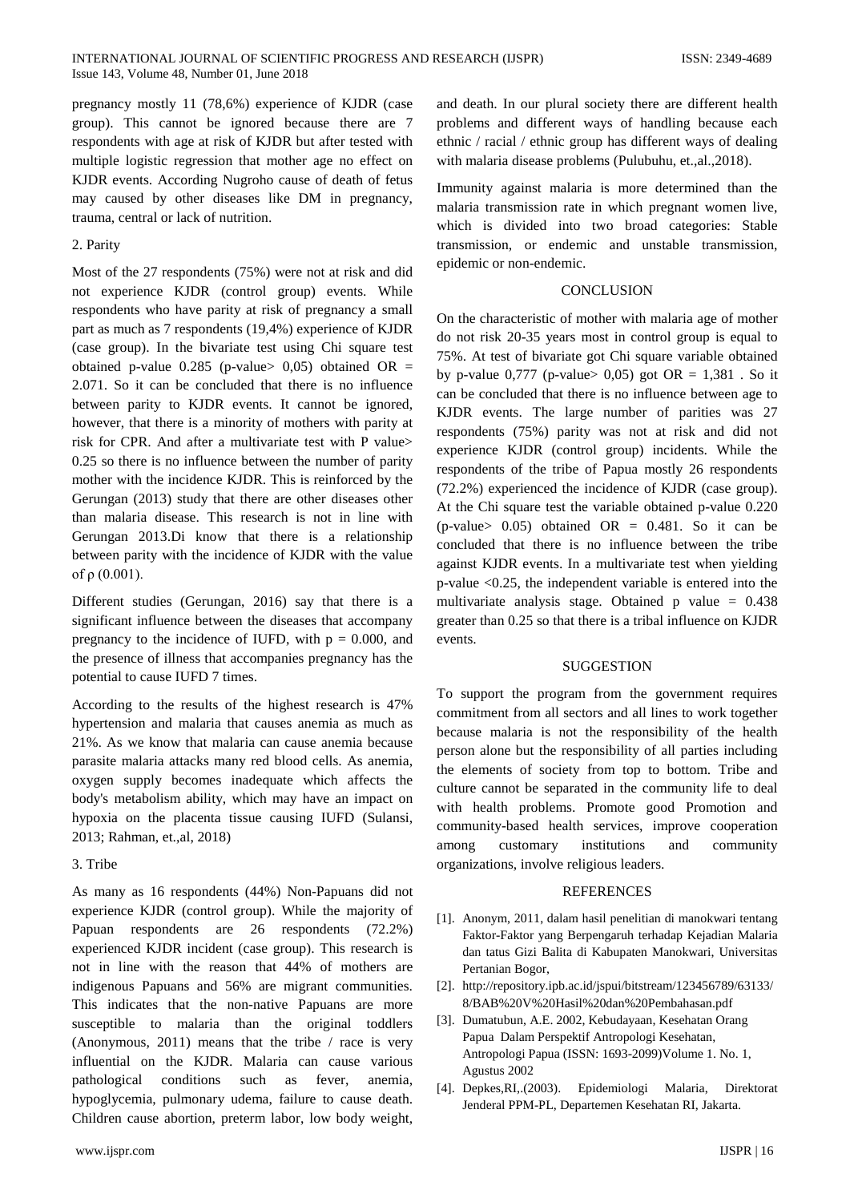pregnancy mostly 11 (78,6%) experience of KJDR (case group). This cannot be ignored because there are 7 respondents with age at risk of KJDR but after tested with multiple logistic regression that mother age no effect on KJDR events. According Nugroho cause of death of fetus may caused by other diseases like DM in pregnancy, trauma, central or lack of nutrition.

2. Parity

Most of the 27 respondents (75%) were not at risk and did not experience KJDR (control group) events. While respondents who have parity at risk of pregnancy a small part as much as 7 respondents (19,4%) experience of KJDR (case group). In the bivariate test using Chi square test obtained p-value 0.285 (p-value> 0,05) obtained OR = 2.071. So it can be concluded that there is no influence between parity to KJDR events. It cannot be ignored, however, that there is a minority of mothers with parity at risk for CPR. And after a multivariate test with P value> 0.25 so there is no influence between the number of parity mother with the incidence KJDR. This is reinforced by the Gerungan (2013) study that there are other diseases other than malaria disease. This research is not in line with Gerungan 2013.Di know that there is a relationship between parity with the incidence of KJDR with the value of ρ (0.001).

Different studies (Gerungan, 2016) say that there is a significant influence between the diseases that accompany pregnancy to the incidence of IUFD, with p = 0.000, and the presence of illness that accompanies pregnancy has the potential to cause IUFD 7 times.

According to the results of the highest research is 47% hypertension and malaria that causes anemia as much as 21%. As we know that malaria can cause anemia because parasite malaria attacks many red blood cells. As anemia, oxygen supply becomes inadequate which affects the body's metabolism ability, which may have an impact on hypoxia on the placenta tissue causing IUFD (Sulansi, 2013; Rahman, et.,al, 2018)

3. Tribe

As many as 16 respondents (44%) Non-Papuans did not experience KJDR (control group). While the majority of Papuan respondents are 26 respondents (72.2%) experienced KJDR incident (case group). This research is not in line with the reason that 44% of mothers are indigenous Papuans and 56% are migrant communities. This indicates that the non-native Papuans are more susceptible to malaria than the original toddlers (Anonymous, 2011) means that the tribe / race is very influential on the KJDR. Malaria can cause various pathological conditions such as fever, anemia, hypoglycemia, pulmonary udema, failure to cause death. Children cause abortion, preterm labor, low body weight, and death. In our plural society there are different health problems and different ways of handling because each ethnic / racial / ethnic group has different ways of dealing with malaria disease problems (Pulubuhu, et.,al.,2018).

Immunity against malaria is more determined than the malaria transmission rate in which pregnant women live, which is divided into two broad categories: Stable transmission, or endemic and unstable transmission, epidemic or non-endemic.

## CONCLUSION

On the characteristic of mother with malaria age of mother do not risk 20-35 years most in control group is equal to 75%. At test of bivariate got Chi square variable obtained by p-value 0,777 (p-value> 0,05) got OR = 1,381 . So it can be concluded that there is no influence between age to KJDR events. The large number of parities was 27 respondents (75%) parity was not at risk and did not experience KJDR (control group) incidents. While the respondents of the tribe of Papua mostly 26 respondents (72.2%) experienced the incidence of KJDR (case group). At the Chi square test the variable obtained p-value 0.220 (p-value> 0.05) obtained OR = 0.481. So it can be concluded that there is no influence between the tribe against KJDR events. In a multivariate test when yielding p-value <0.25, the independent variable is entered into the multivariate analysis stage. Obtained p value = 0.438 greater than 0.25 so that there is a tribal influence on KJDR events.

## SUGGESTION

To support the program from the government requires commitment from all sectors and all lines to work together because malaria is not the responsibility of the health person alone but the responsibility of all parties including the elements of society from top to bottom. Tribe and culture cannot be separated in the community life to deal with health problems. Promote good Promotion and community-based health services, improve cooperation among customary institutions and community organizations, involve religious leaders.

## REFERENCES

[1]. Anonym, 2011, dalam hasil penelitian di manokwari tentang Faktor-Faktor yang Berpengaruh terhadap Kejadian Malaria dan tatus Gizi Balita di Kabupaten Manokwari, Universitas Pertanian Bogor,

[2]. http://repository.ipb.ac.id/jspui/bitstream/123456789/63133/8/BAB%20V%20Hasil%20dan%20Pembahasan.pdf

[3]. Dumatubun, A.E. 2002, Kebudayaan, Kesehatan Orang Papua Dalam Perspektif Antropologi Kesehatan, Antropologi Papua (ISSN: 1693-2099)Volume 1. No. 1, Agustus 2002

[4]. Depkes,RI,.(2003). Epidemiologi Malaria, Direktorat Jenderal PPM-PL, Departemen Kesehatan RI, Jakarta.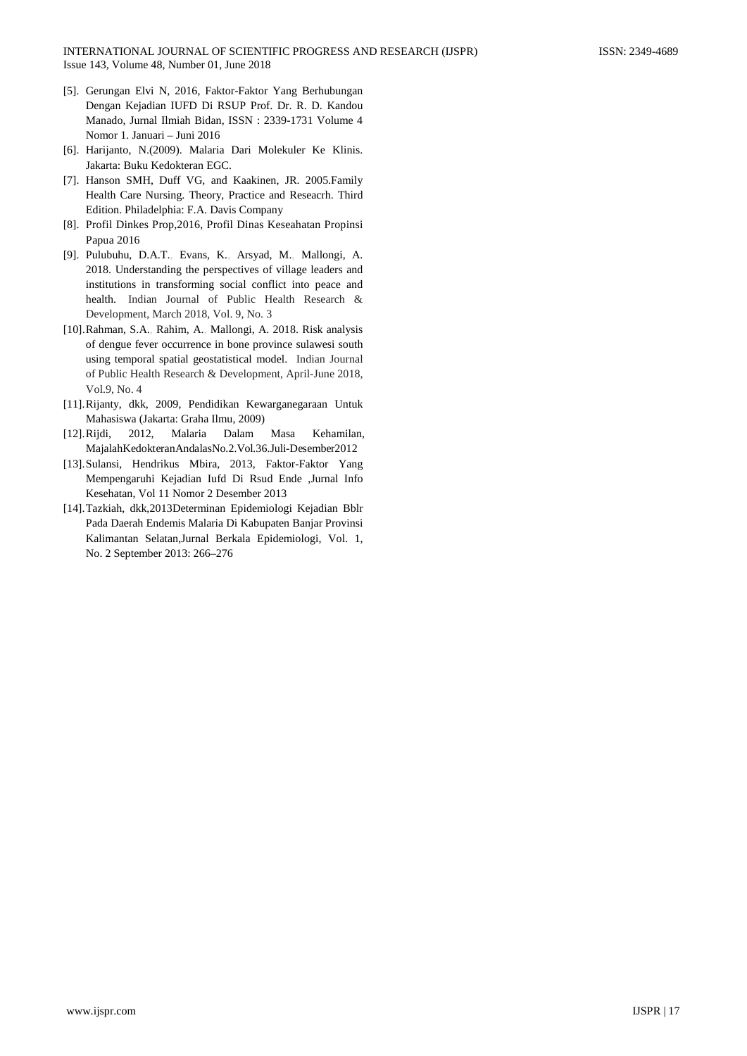[5]. Gerungan Elvi N, 2016, Faktor-Faktor Yang Berhubungan Dengan Kejadian IUFD Di RSUP Prof. Dr. R. D. Kandou Manado, Jurnal Ilmiah Bidan, ISSN : 2339-1731 Volume 4 Nomor 1. Januari – Juni 2016

[6]. Harijanto, N.(2009). Malaria Dari Molekuler Ke Klinis. Jakarta: Buku Kedokteran EGC.

[7]. Hanson SMH, Duff VG, and Kaakinen, JR. 2005.Family Health Care Nursing. Theory, Practice and Reseacrh. Third Edition. Philadelphia: F.A. Davis Company

[8]. Profil Dinkes Prop,2016, Profil Dinas Keseahatan Propinsi Papua 2016

[9]. Pulubuhu, D.A.T., Evans, K., Arsyad, M., Mallongi, A. 2018. Understanding the perspectives of village leaders and institutions in transforming social conflict into peace and health. Indian Journal of Public Health Research & Development, March 2018, Vol. 9, No. 3

[10]. Rahman, S.A., Rahim, A., Mallongi, A. 2018. Risk analysis of dengue fever occurrence in bone province sulawesi south using temporal spatial geostatistical model. Indian Journal of Public Health Research & Development, April-June 2018, Vol.9, No. 4

[11]. Rijanty, dkk, 2009, Pendidikan Kewarganegaraan Untuk Mahasiswa (Jakarta: Graha Ilmu, 2009)

[12]. Rijdi, 2012, Malaria Dalam Masa Kehamilan, MajalahKedokteranAndalasNo.2.Vol.36.Juli-Desember2012

[13]. Sulansi, Hendrikus Mbira, 2013, Faktor-Faktor Yang Mempengaruhi Kejadian Iufd Di Rsud Ende ,Jurnal Info Kesehatan, Vol 11 Nomor 2 Desember 2013

[14]. Tazkiah, dkk,2013Determinan Epidemiologi Kejadian Bblr Pada Daerah Endemis Malaria Di Kabupaten Banjar Provinsi Kalimantan Selatan,Jurnal Berkala Epidemiologi, Vol. 1, No. 2 September 2013: 266–276